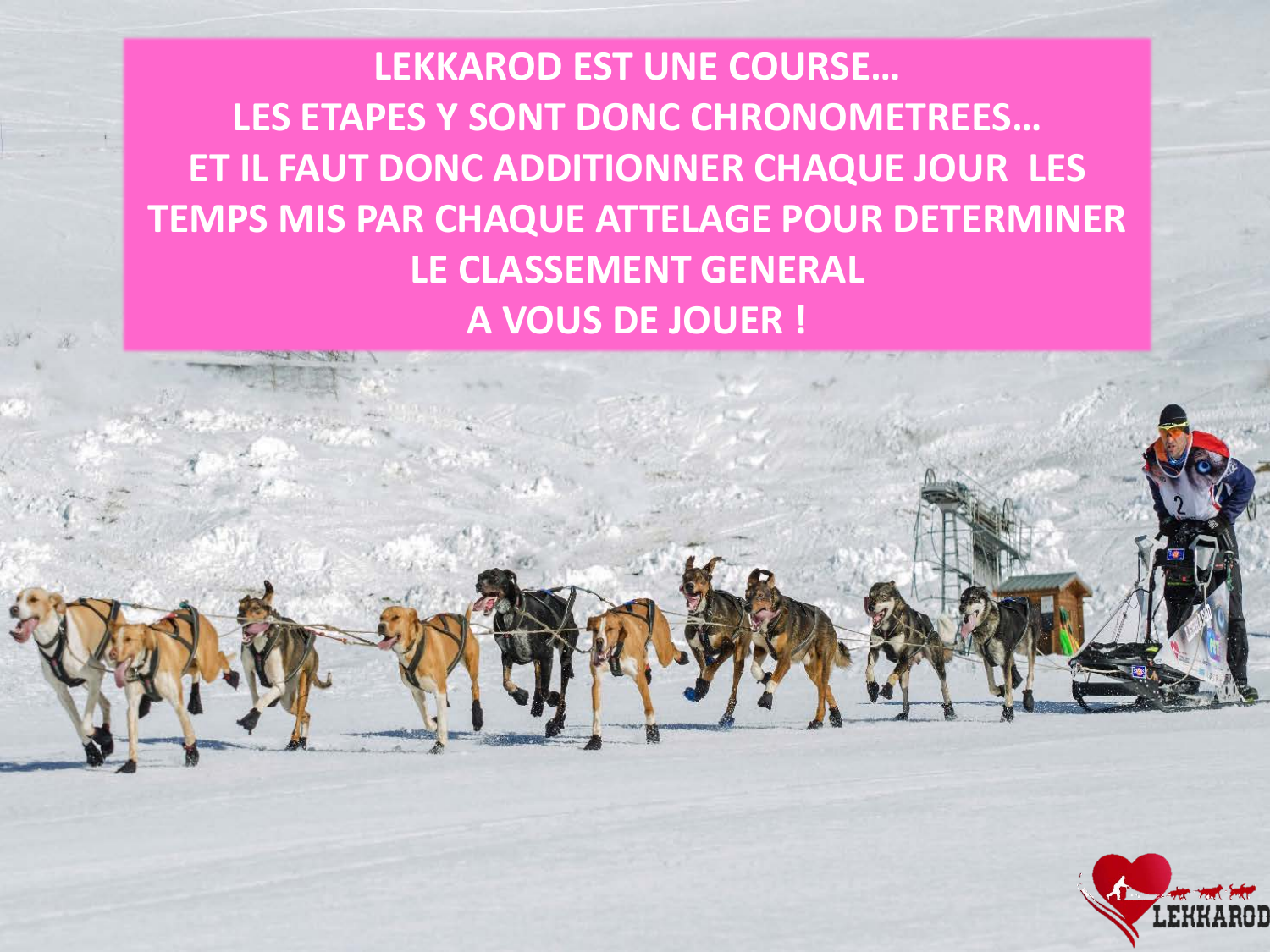LEKKAROD EST UNE COURSE…
LES ETAPES Y SONT DONC CHRONOMETREES…
ET IL FAUT DONC ADDITIONNER CHAQUE JOUR LES TEMPS MIS PAR CHAQUE ATTELAGE POUR DETERMINER LE CLASSEMENT GENERAL
A VOUS DE JOUER !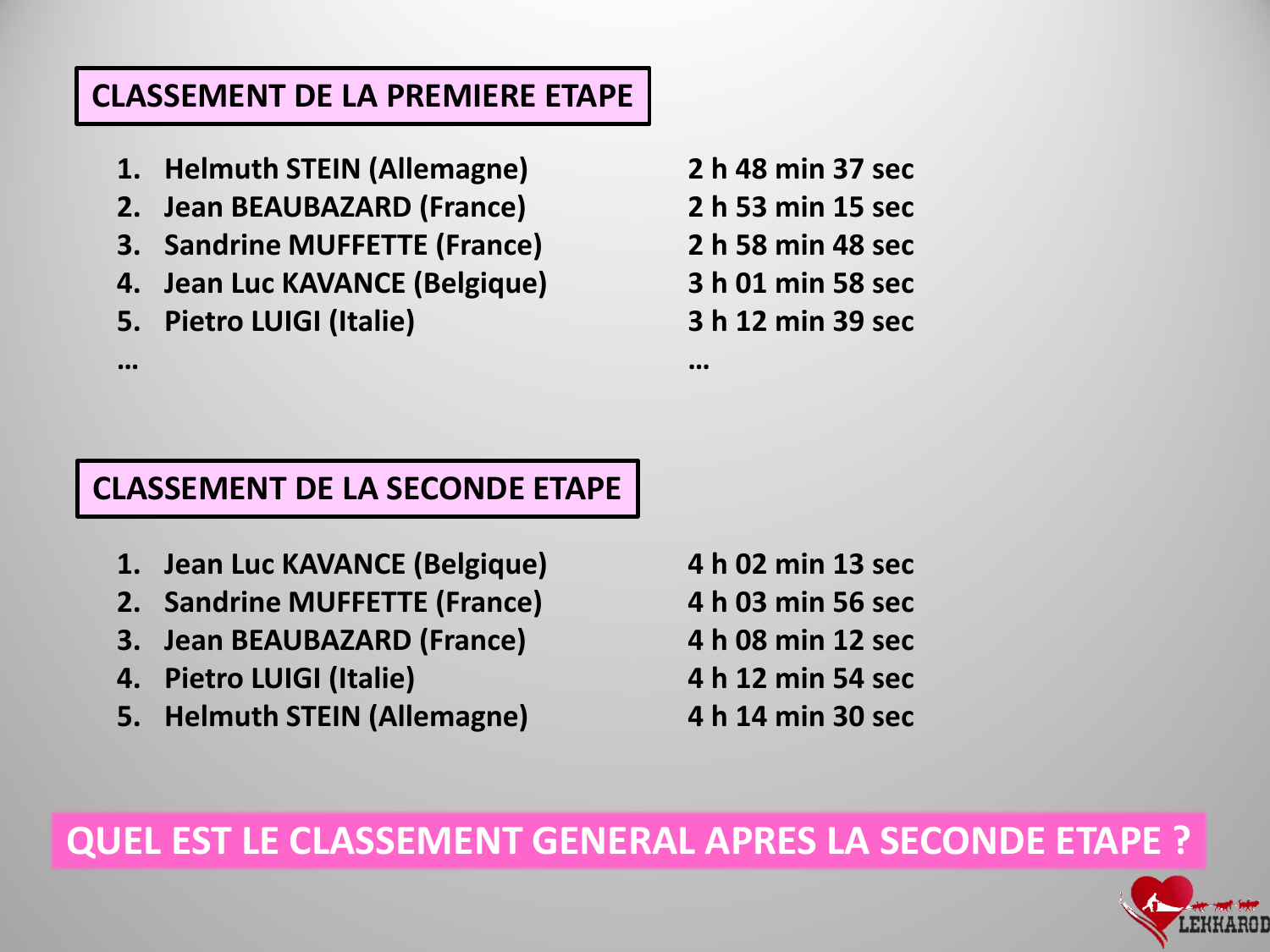## CLASSEMENT DE LA PREMIERE ETAPE

1. Helmuth STEIN (Allemagne) — 2 h 48 min 37 sec
2. Jean BEAUBAZARD (France) — 2 h 53 min 15 sec
3. Sandrine MUFFETTE (France) — 2 h 58 min 48 sec
4. Jean Luc KAVANCE (Belgique) — 3 h 01 min 58 sec
5. Pietro LUIGI (Italie) — 3 h 12 min 39 sec

… …

## CLASSEMENT DE LA SECONDE ETAPE

1. Jean Luc KAVANCE (Belgique) — 4 h 02 min 13 sec
2. Sandrine MUFFETTE (France) — 4 h 03 min 56 sec
3. Jean BEAUBAZARD (France) — 4 h 08 min 12 sec
4. Pietro LUIGI (Italie) — 4 h 12 min 54 sec
5. Helmuth STEIN (Allemagne) — 4 h 14 min 30 sec

**QUEL EST LE CLASSEMENT GENERAL APRES LA SECONDE ETAPE ?**

LEKKAROD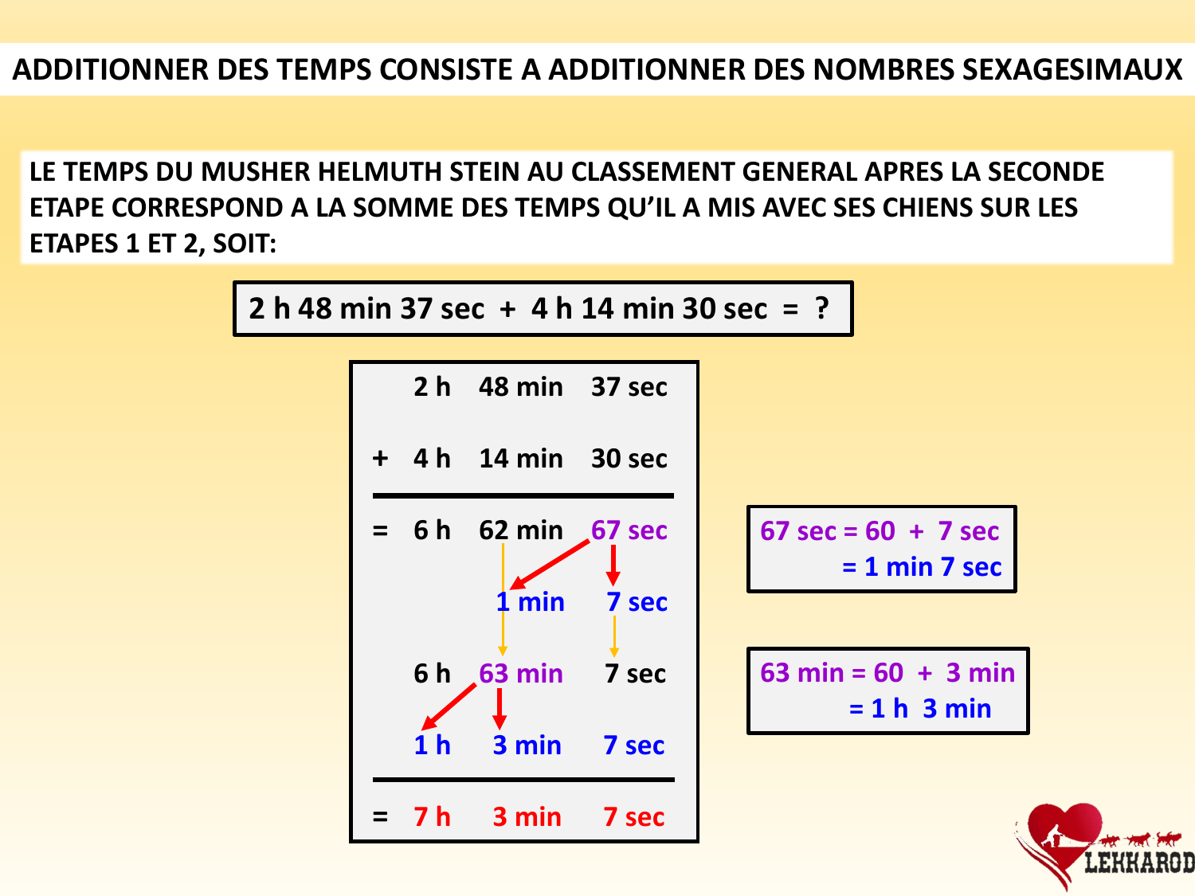# ADDITIONNER DES TEMPS CONSISTE A ADDITIONNER DES NOMBRES SEXAGESIMAUX

**LE TEMPS DU MUSHER HELMUTH STEIN AU CLASSEMENT GENERAL APRES LA SECONDE ETAPE CORRESPOND A LA SOMME DES TEMPS QU'IL A MIS AVEC SES CHIENS SUR LES ETAPES 1 ET 2, SOIT:**

**2 h 48 min 37 sec + 4 h 14 min 30 sec = ?**

| | h | min | sec |
|---|---|---|---|
| | 2 h | 48 min | 37 sec |
| + | 4 h | 14 min | 30 sec |
| = | 6 h | 62 min | 67 sec |
| | | 1 min | 7 sec |
| | 6 h | 63 min | 7 sec |
| | 1 h | 3 min | 7 sec |
| = | 7 h | 3 min | 7 sec |

67 sec = 60 + 7 sec
= 1 min 7 sec

63 min = 60 + 3 min
= 1 h 3 min

LEKKAROD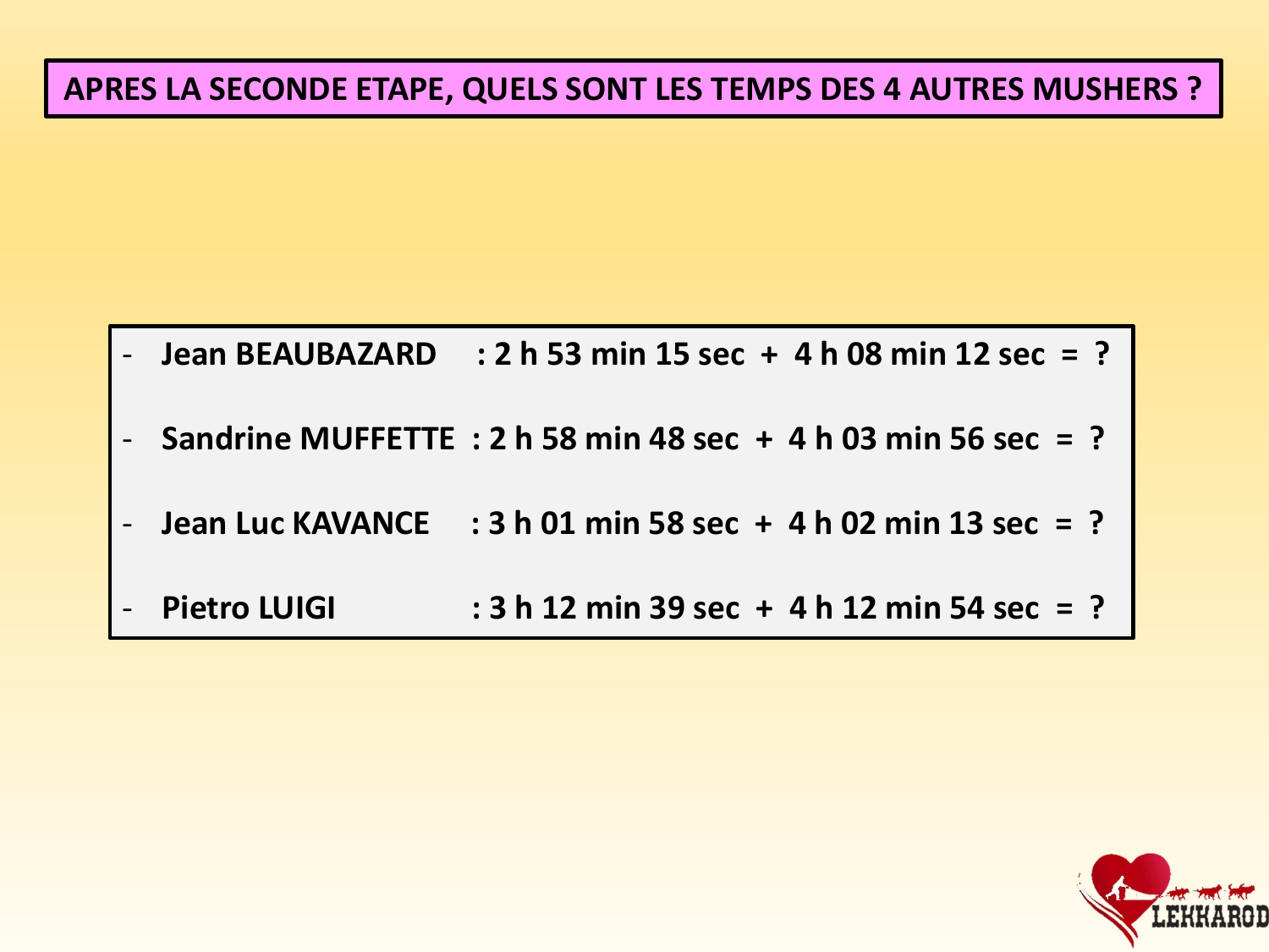# APRES LA SECONDE ETAPE, QUELS SONT LES TEMPS DES 4 AUTRES MUSHERS ?

- **Jean BEAUBAZARD : 2 h 53 min 15 sec + 4 h 08 min 12 sec = ?**
- **Sandrine MUFFETTE : 2 h 58 min 48 sec + 4 h 03 min 56 sec = ?**
- **Jean Luc KAVANCE : 3 h 01 min 58 sec + 4 h 02 min 13 sec = ?**
- **Pietro LUIGI : 3 h 12 min 39 sec + 4 h 12 min 54 sec = ?**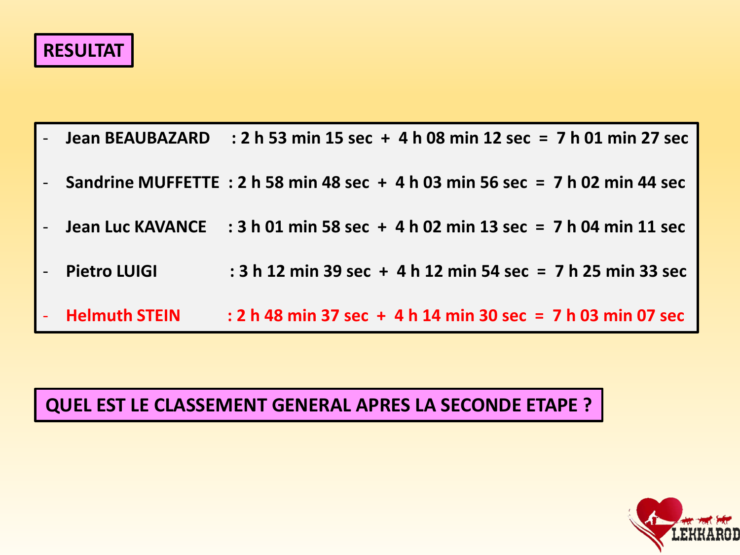**RESULTAT**

- **Jean BEAUBAZARD : 2 h 53 min 15 sec + 4 h 08 min 12 sec = 7 h 01 min 27 sec**
- **Sandrine MUFFETTE : 2 h 58 min 48 sec + 4 h 03 min 56 sec = 7 h 02 min 44 sec**
- **Jean Luc KAVANCE : 3 h 01 min 58 sec + 4 h 02 min 13 sec = 7 h 04 min 11 sec**
- **Pietro LUIGI : 3 h 12 min 39 sec + 4 h 12 min 54 sec = 7 h 25 min 33 sec**
- **Helmuth STEIN : 2 h 48 min 37 sec + 4 h 14 min 30 sec = 7 h 03 min 07 sec**

**QUEL EST LE CLASSEMENT GENERAL APRES LA SECONDE ETAPE ?**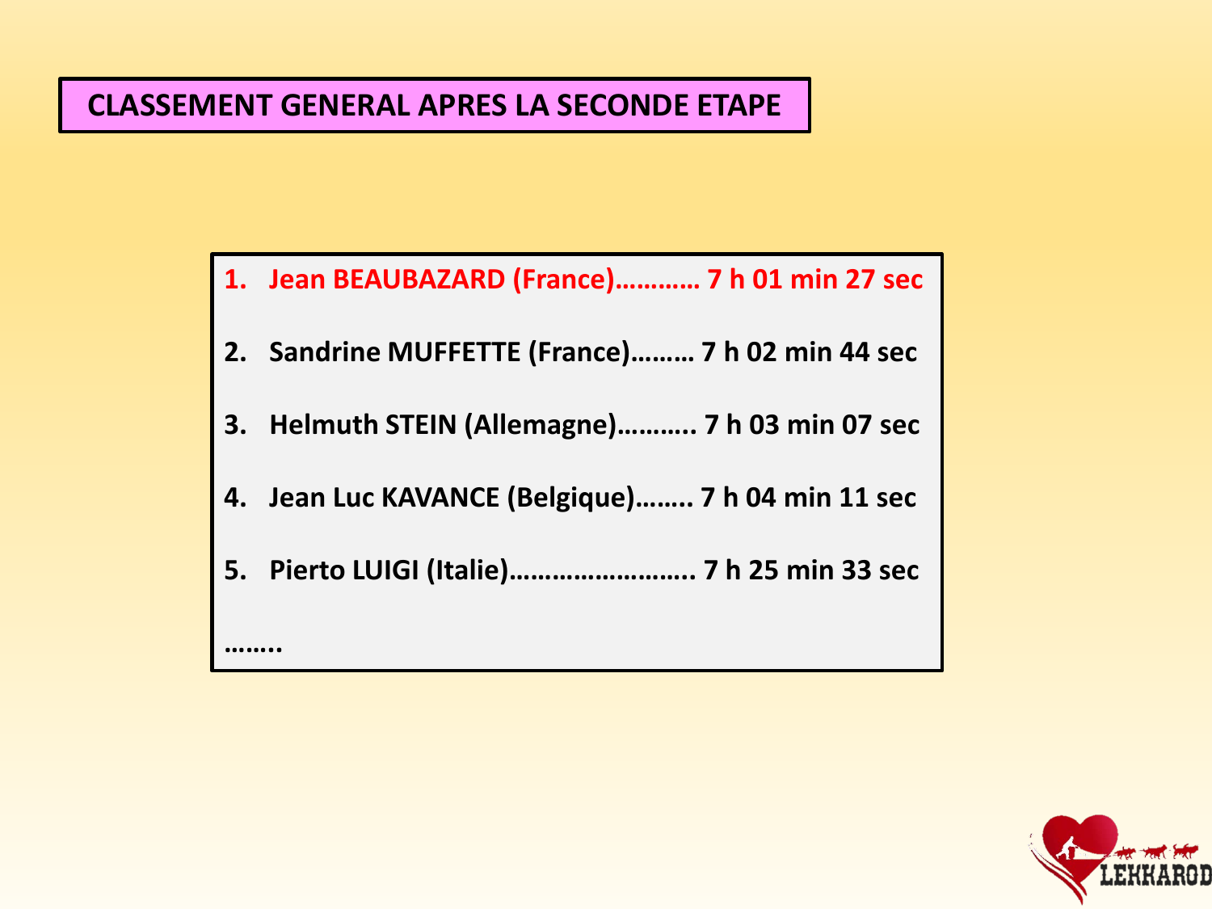## CLASSEMENT GENERAL APRES LA SECONDE ETAPE

1. **Jean BEAUBAZARD (France)………… 7 h 01 min 27 sec**
2. **Sandrine MUFFETTE (France)……… 7 h 02 min 44 sec**
3. **Helmuth STEIN (Allemagne)……….. 7 h 03 min 07 sec**
4. **Jean Luc KAVANCE (Belgique)…….. 7 h 04 min 11 sec**
5. **Pierto LUIGI (Italie)…………………….. 7 h 25 min 33 sec**

**……..**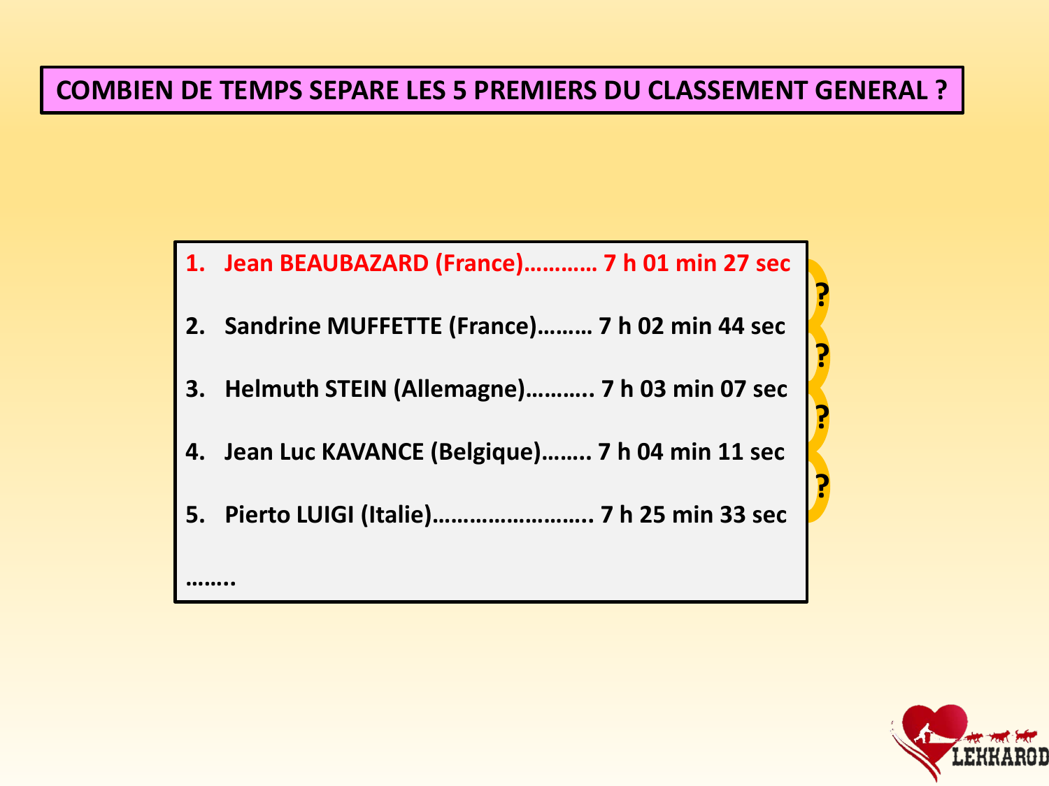# COMBIEN DE TEMPS SEPARE LES 5 PREMIERS DU CLASSEMENT GENERAL ?

1. **Jean BEAUBAZARD (France)………… 7 h 01 min 27 sec**
2. **Sandrine MUFFETTE (France)……… 7 h 02 min 44 sec**
3. **Helmuth STEIN (Allemagne)……….. 7 h 03 min 07 sec**
4. **Jean Luc KAVANCE (Belgique)…….. 7 h 04 min 11 sec**
5. **Pierto LUIGI (Italie)…………………….. 7 h 25 min 33 sec**

……..

?

?

?

?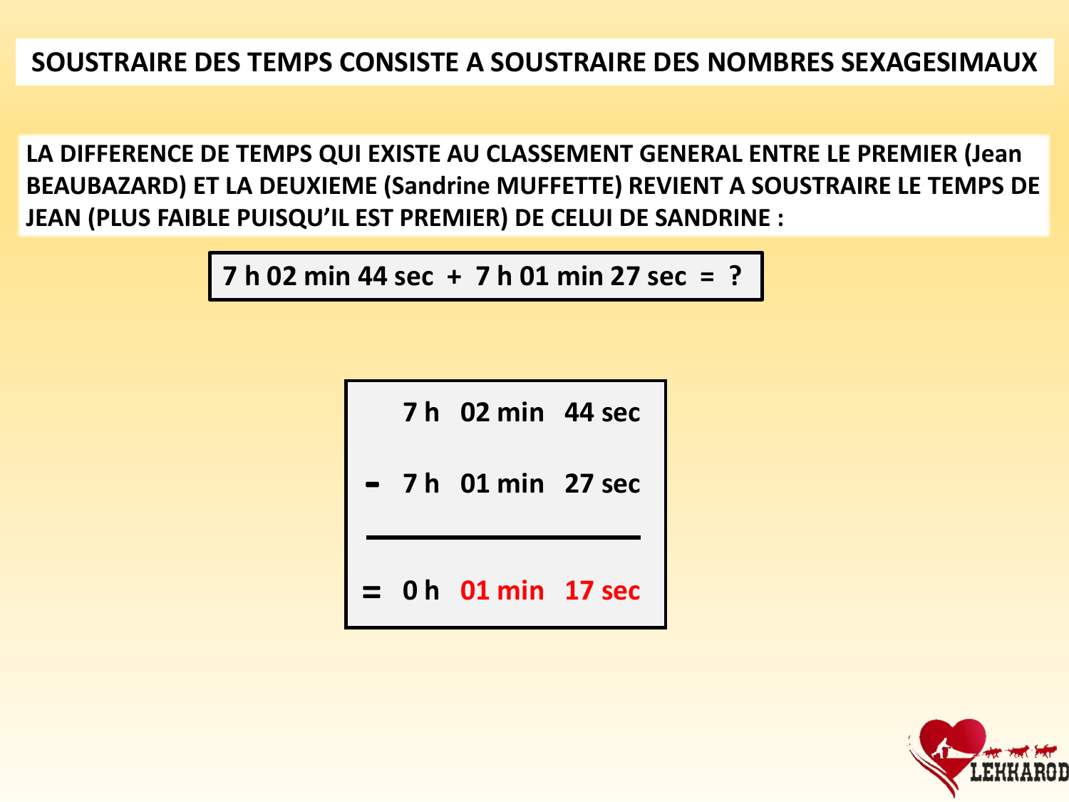# SOUSTRAIRE DES TEMPS CONSISTE A SOUSTRAIRE DES NOMBRES SEXAGESIMAUX

**LA DIFFERENCE DE TEMPS QUI EXISTE AU CLASSEMENT GENERAL ENTRE LE PREMIER (Jean BEAUBAZARD) ET LA DEUXIEME (Sandrine MUFFETTE) REVIENT A SOUSTRAIRE LE TEMPS DE JEAN (PLUS FAIBLE PUISQU'IL EST PREMIER) DE CELUI DE SANDRINE :**

**7 h 02 min 44 sec + 7 h 01 min 27 sec = ?**

| | h | min | sec |
|---|---|---|---|
| | 7 h | 02 min | 44 sec |
| - | 7 h | 01 min | 27 sec |
| = | 0 h | 01 min | 17 sec |

LEKKAROD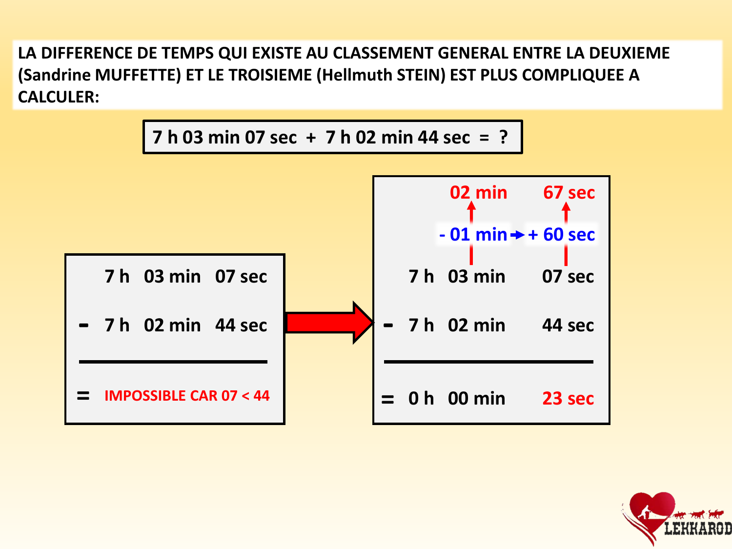LA DIFFERENCE DE TEMPS QUI EXISTE AU CLASSEMENT GENERAL ENTRE LA DEUXIEME (Sandrine MUFFETTE) ET LE TROISIEME (Hellmuth STEIN) EST PLUS COMPLIQUEE A CALCULER:

**7 h 03 min 07 sec + 7 h 02 min 44 sec = ?**

| | | | |
|---|---|---|---|
| | 7 h | 03 min | 07 sec |
| - | 7 h | 02 min | 44 sec |
| = | IMPOSSIBLE CAR 07 < 44 | | |

| | | | |
|---|---|---|---|
| | | 02 min | 67 sec |
| | | - 01 min → | + 60 sec |
| | 7 h | 03 min | 07 sec |
| - | 7 h | 02 min | 44 sec |
| = | 0 h | 00 min | 23 sec |

LEKKAROD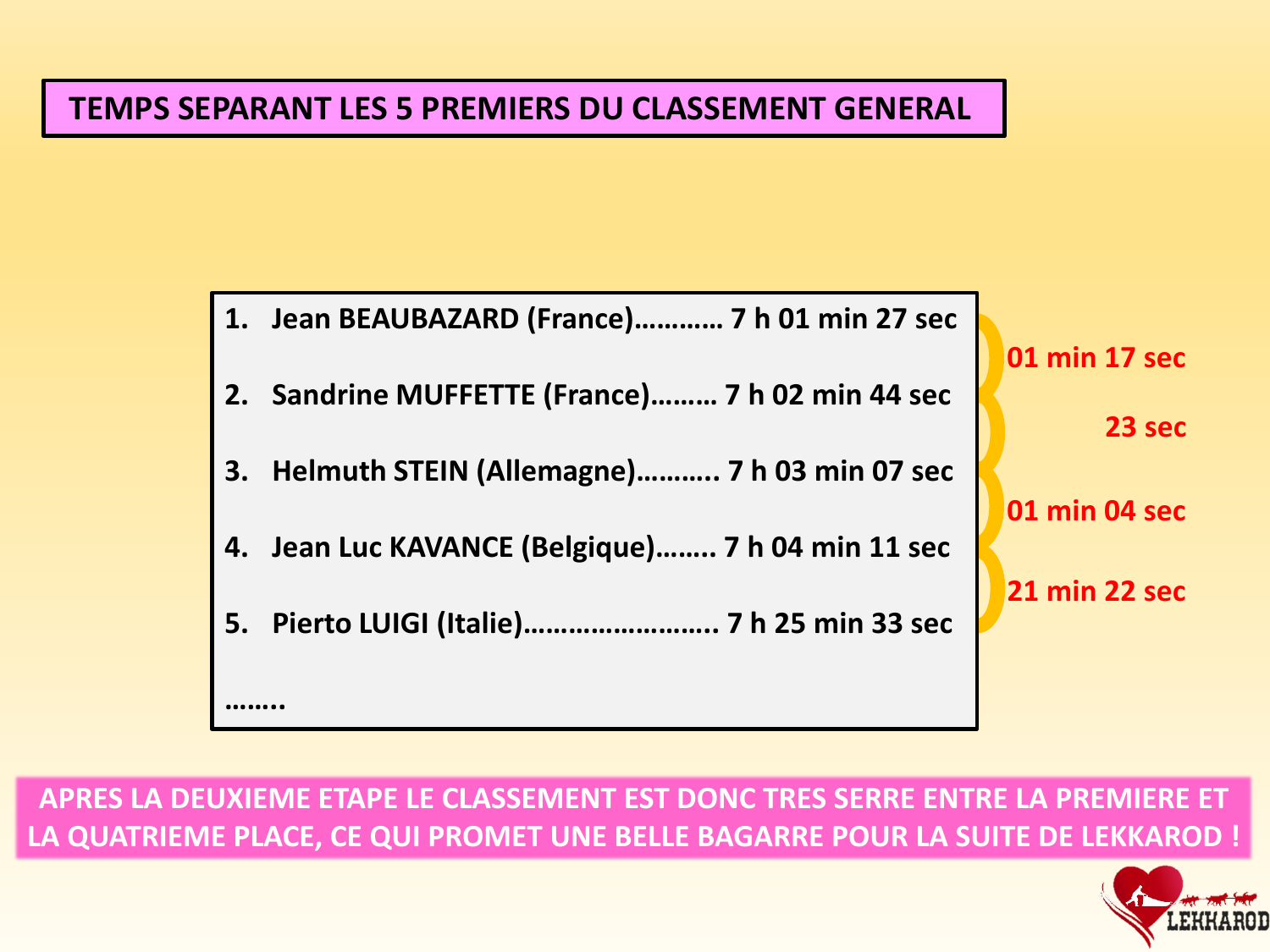# TEMPS SEPARANT LES 5 PREMIERS DU CLASSEMENT GENERAL

1. Jean BEAUBAZARD (France)………… 7 h 01 min 27 sec
2. Sandrine MUFFETTE (France)……… 7 h 02 min 44 sec
3. Helmuth STEIN (Allemagne)……….. 7 h 03 min 07 sec
4. Jean Luc KAVANCE (Belgique)…….. 7 h 04 min 11 sec
5. Pierto LUIGI (Italie)…………………….. 7 h 25 min 33 sec

……..

01 min 17 sec

23 sec

01 min 04 sec

21 min 22 sec

**APRES LA DEUXIEME ETAPE LE CLASSEMENT EST DONC TRES SERRE ENTRE LA PREMIERE ET LA QUATRIEME PLACE, CE QUI PROMET UNE BELLE BAGARRE POUR LA SUITE DE LEKKAROD !**

LEKKAROD